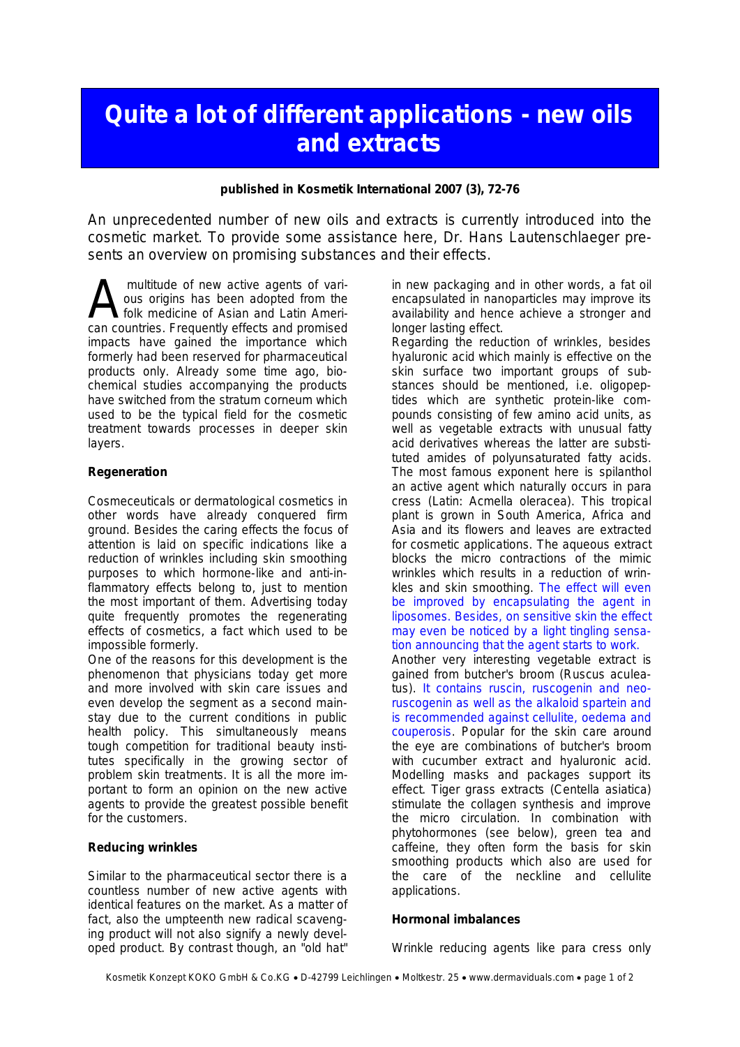# Quite a lot of different applications - new oils and extracts

**published in Kosmetik International 2007 (3), 72-76**

An unprecedented number of new oils and extracts is currently introduced into the cosmetic market. To provide some assistance here, Dr. Hans Lautenschlaeger presents an overview on promising substances and their effects.

A multitude of new active agents of various origins has been adopted from the folk medicine of Asian and Latin American countries. Frequently effects and promised impacts have gained the importance which formerly had been reserved for pharmaceutical products only. Already some time ago, biochemical studies accompanying the products have switched from the stratum corneum which used to be the typical field for the cosmetic treatment towards processes in deeper skin layers.

**Regeneration**

Cosmeceuticals or dermatological cosmetics in other words have already conquered firm ground. Besides the caring effects the focus of attention is laid on specific indications like a reduction of wrinkles including skin smoothing purposes to which hormone-like and anti-inflammatory effects belong to, just to mention the most important of them. Advertising today quite frequently promotes the regenerating effects of cosmetics, a fact which used to be impossible formerly.

One of the reasons for this development is the phenomenon that physicians today get more and more involved with skin care issues and even develop the segment as a second mainstay due to the current conditions in public health policy. This simultaneously means tough competition for traditional beauty institutes specifically in the growing sector of problem skin treatments. It is all the more important to form an opinion on the new active agents to provide the greatest possible benefit for the customers.

**Reducing wrinkles**

Similar to the pharmaceutical sector there is a countless number of new active agents with identical features on the market. As a matter of fact, also the umpteenth new radical scavenging product will not also signify a newly developed product. By contrast though, an "old hat" in new packaging and in other words, a fat oil encapsulated in nanoparticles may improve its availability and hence achieve a stronger and longer lasting effect.

Regarding the reduction of wrinkles, besides hyaluronic acid which mainly is effective on the skin surface two important groups of substances should be mentioned, i.e. oligopeptides which are synthetic protein-like compounds consisting of few amino acid units, as well as vegetable extracts with unusual fatty acid derivatives whereas the latter are substituted amides of polyunsaturated fatty acids. The most famous exponent here is spilanthol an active agent which naturally occurs in para cress (Latin: Acmella oleracea). This tropical plant is grown in South America, Africa and Asia and its flowers and leaves are extracted for cosmetic applications. The aqueous extract blocks the micro contractions of the mimic wrinkles which results in a reduction of wrinkles and skin smoothing. The effect will even be improved by encapsulating the agent in liposomes. Besides, on sensitive skin the effect may even be noticed by a light tingling sensation announcing that the agent starts to work.

Another very interesting vegetable extract is gained from butcher's broom (Ruscus aculeatus). It contains ruscin, ruscogenin and neoruscogenin as well as the alkaloid spartein and is recommended against cellulite, oedema and couperosis. Popular for the skin care around the eye are combinations of butcher's broom with cucumber extract and hyaluronic acid. Modelling masks and packages support its effect. Tiger grass extracts (Centella asiatica) stimulate the collagen synthesis and improve the micro circulation. In combination with phytohormones (see below), green tea and caffeine, they often form the basis for skin smoothing products which also are used for the care of the neckline and cellulite applications.

**Hormonal imbalances**

Wrinkle reducing agents like para cress only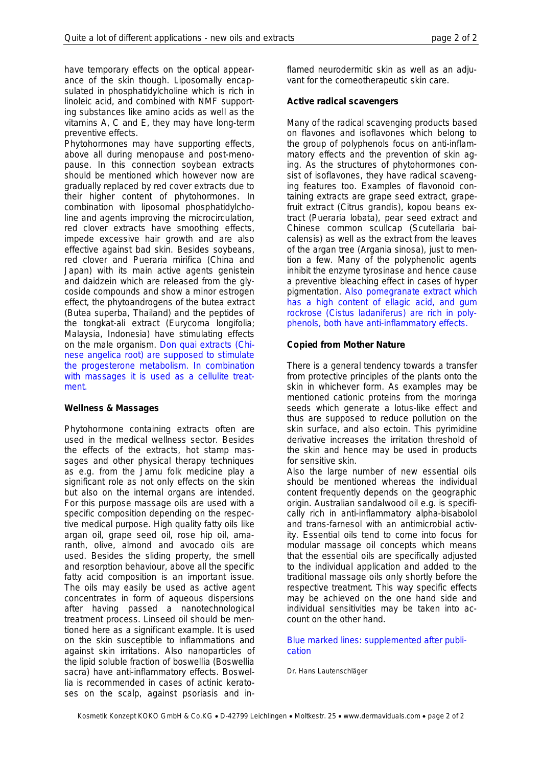have temporary effects on the optical appearance of the skin though. Liposomally encapsulated in phosphatidylcholine which is rich in linoleic acid, and combined with NMF supporting substances like amino acids as well as the vitamins A, C and E, they may have long-term preventive effects.

Phytohormones may have supporting effects, above all during menopause and post-menopause. In this connection soybean extracts should be mentioned which however now are gradually replaced by red cover extracts due to their higher content of phytohormones. In combination with liposomal phosphatidylcholine and agents improving the microcirculation, red clover extracts have smoothing effects, impede excessive hair growth and are also effective against bad skin. Besides soybeans, red clover and Pueraria mirifica (China and Japan) with its main active agents genistein and daidzein which are released from the glycoside compounds and show a minor estrogen effect, the phytoandrogens of the butea extract (Butea superba, Thailand) and the peptides of the tongkat-ali extract (Eurycoma longifolia; Malaysia, Indonesia) have stimulating effects on the male organism. Don quai extracts (Chinese angelica root) are supposed to stimulate the progesterone metabolism. In combination with massages it is used as a cellulite treatment.

**Wellness & Massages**

Phytohormone containing extracts often are used in the medical wellness sector. Besides the effects of the extracts, hot stamp massages and other physical therapy techniques as e.g. from the Jamu folk medicine play a significant role as not only effects on the skin but also on the internal organs are intended. For this purpose massage oils are used with a specific composition depending on the respective medical purpose. High quality fatty oils like argan oil, grape seed oil, rose hip oil, amaranth, olive, almond and avocado oils are used. Besides the sliding property, the smell and resorption behaviour, above all the specific fatty acid composition is an important issue. The oils may easily be used as active agent concentrates in form of aqueous dispersions after having passed a nanotechnological treatment process. Linseed oil should be mentioned here as a significant example. It is used on the skin susceptible to inflammations and against skin irritations. Also nanoparticles of the lipid soluble fraction of boswellia (Boswellia sacra) have anti-inflammatory effects. Boswellia is recommended in cases of actinic keratoses on the scalp, against psoriasis and inflamed neurodermitic skin as well as an adjuvant for the corneotherapeutic skin care.

**Active radical scavengers**

Many of the radical scavenging products based on flavones and isoflavones which belong to the group of polyphenols focus on anti-inflammatory effects and the prevention of skin aging. As the structures of phytohormones consist of isoflavones, they have radical scavenging features too. Examples of flavonoid containing extracts are grape seed extract, grapefruit extract (Citrus grandis), kopou beans extract (Pueraria lobata), pear seed extract and Chinese common scullcap (Scutellaria baicalensis) as well as the extract from the leaves of the argan tree (Argania sinosa), just to mention a few. Many of the polyphenolic agents inhibit the enzyme tyrosinase and hence cause a preventive bleaching effect in cases of hyper pigmentation. Also pomegranate extract which has a high content of ellagic acid, and gum rockrose (Cistus ladaniferus) are rich in polyphenols, both have anti-inflammatory effects.

**Copied from Mother Nature**

There is a general tendency towards a transfer from protective principles of the plants onto the skin in whichever form. As examples may be mentioned cationic proteins from the moringa seeds which generate a lotus-like effect and thus are supposed to reduce pollution on the skin surface, and also ectoin. This pyrimidine derivative increases the irritation threshold of the skin and hence may be used in products for sensitive skin.

Also the large number of new essential oils should be mentioned whereas the individual content frequently depends on the geographic origin. Australian sandalwood oil e.g. is specifically rich in anti-inflammatory alpha-bisabolol and trans-farnesol with an antimicrobial activity. Essential oils tend to come into focus for modular massage oil concepts which means that the essential oils are specifically adjusted to the individual application and added to the traditional massage oils only shortly before the respective treatment. This way specific effects may be achieved on the one hand side and individual sensitivities may be taken into account on the other hand.

Blue marked lines: supplemented after publication

Dr. Hans Lautenschläger